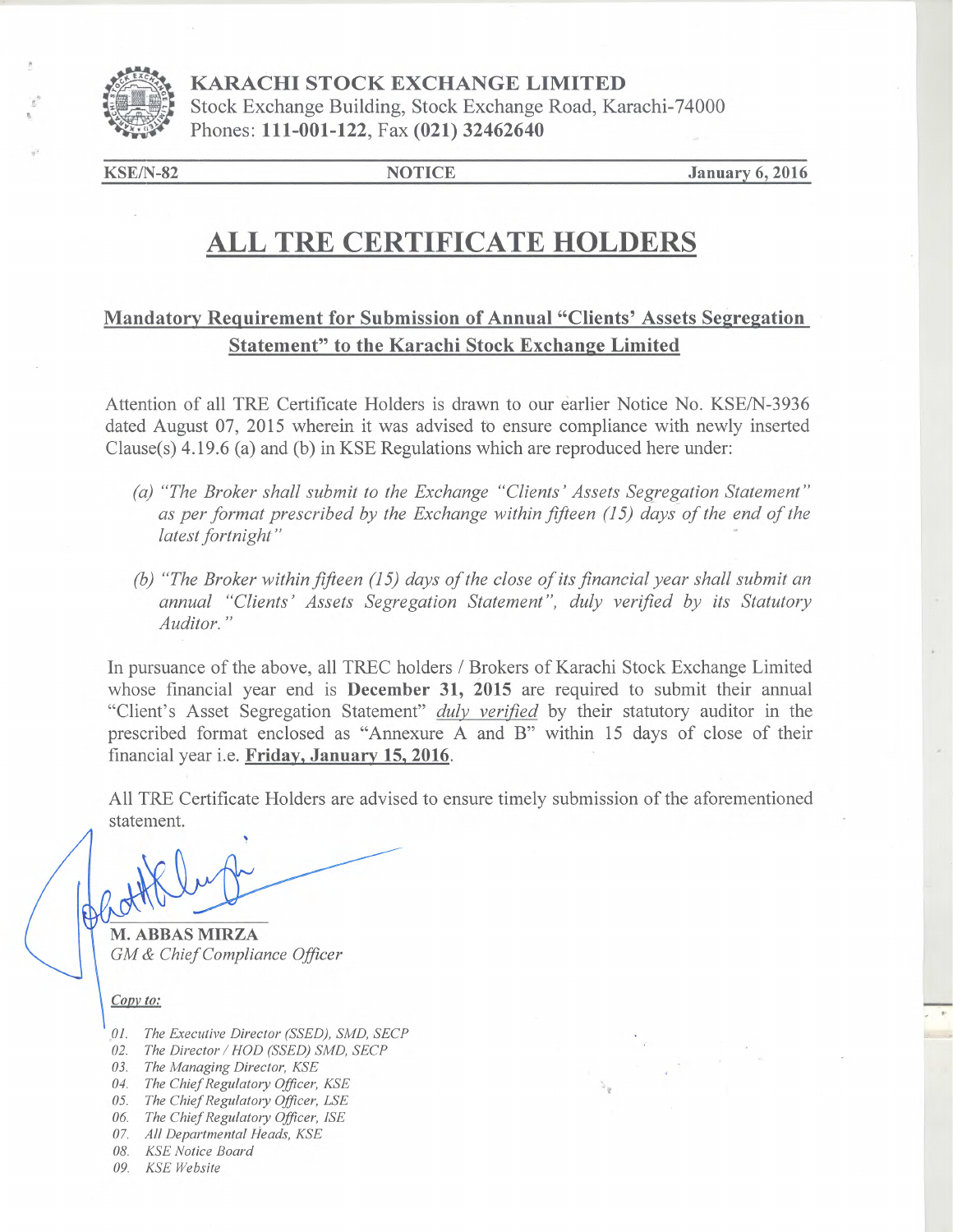**KARACHI STOCK EXCHANGE LIMITED**
Stock Exchange Building, Stock Exchange Road, Karachi-74000
Phones: **111-001-122**, Fax **(021) 32462640**

| **KSE/N-82** | **NOTICE** | **January 6, 2016** |
|---|---|---|

# ALL TRE CERTIFICATE HOLDERS

## Mandatory Requirement for Submission of Annual "Clients' Assets Segregation Statement" to the Karachi Stock Exchange Limited

Attention of all TRE Certificate Holders is drawn to our earlier Notice No. KSE/N-3936 dated August 07, 2015 wherein it was advised to ensure compliance with newly inserted Clause(s) 4.19.6 (a) and (b) in KSE Regulations which are reproduced here under:

(a) *"The Broker shall submit to the Exchange "Clients' Assets Segregation Statement" as per format prescribed by the Exchange within fifteen (15) days of the end of the latest fortnight"*

(b) *"The Broker within fifteen (15) days of the close of its financial year shall submit an annual "Clients' Assets Segregation Statement", duly verified by its Statutory Auditor."*

In pursuance of the above, all TREC holders / Brokers of Karachi Stock Exchange Limited whose financial year end is **December 31, 2015** are required to submit their annual "Client's Asset Segregation Statement" *duly verified* by their statutory auditor in the prescribed format enclosed as "Annexure A and B" within 15 days of close of their financial year i.e. **Friday, January 15, 2016**.

All TRE Certificate Holders are advised to ensure timely submission of the aforementioned statement.

**M. ABBAS MIRZA**
*GM & Chief Compliance Officer*

*Copy to:*

01. *The Executive Director (SSED), SMD, SECP*
02. *The Director / HOD (SSED) SMD, SECP*
03. *The Managing Director, KSE*
04. *The Chief Regulatory Officer, KSE*
05. *The Chief Regulatory Officer, LSE*
06. *The Chief Regulatory Officer, ISE*
07. *All Departmental Heads, KSE*
08. *KSE Notice Board*
09. *KSE Website*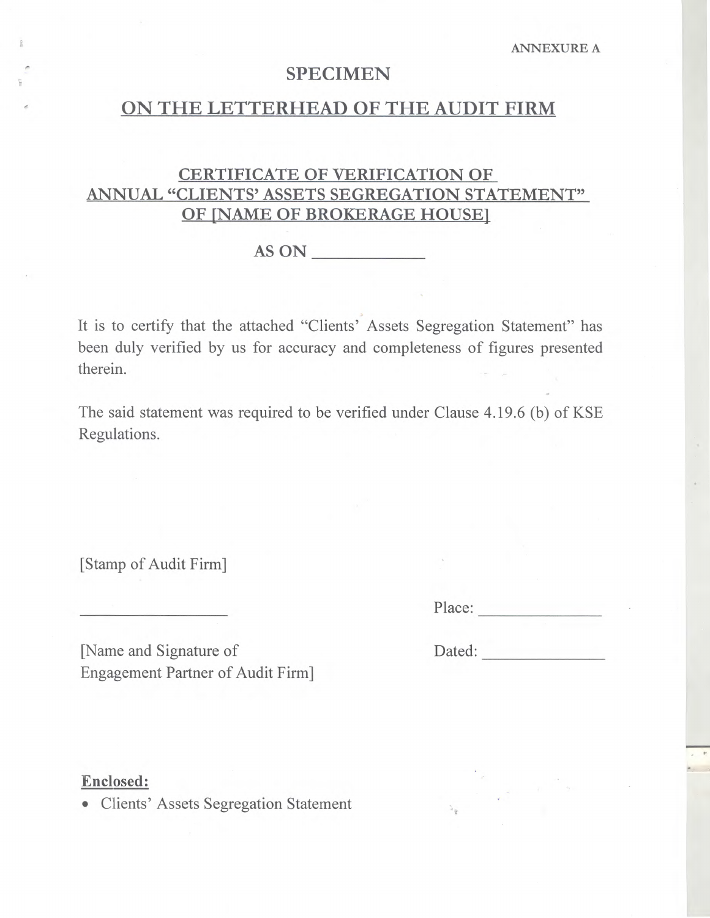ANNEXURE A

# SPECIMEN

## ON THE LETTERHEAD OF THE AUDIT FIRM

### CERTIFICATE OF VERIFICATION OF ANNUAL "CLIENTS' ASSETS SEGREGATION STATEMENT" OF [NAME OF BROKERAGE HOUSE]

**AS ON \_\_\_\_\_\_\_\_\_\_\_\_**

It is to certify that the attached "Clients' Assets Segregation Statement" has been duly verified by us for accuracy and completeness of figures presented therein.

The said statement was required to be verified under Clause 4.19.6 (b) of KSE Regulations.

[Stamp of Audit Firm]

\_\_\_\_\_\_\_\_\_\_\_\_\_\_\_\_\_\_ Place: \_\_\_\_\_\_\_\_\_\_\_\_\_\_

[Name and Signature of Engagement Partner of Audit Firm] Dated: \_\_\_\_\_\_\_\_\_\_\_\_\_\_

**Enclosed:**

- Clients' Assets Segregation Statement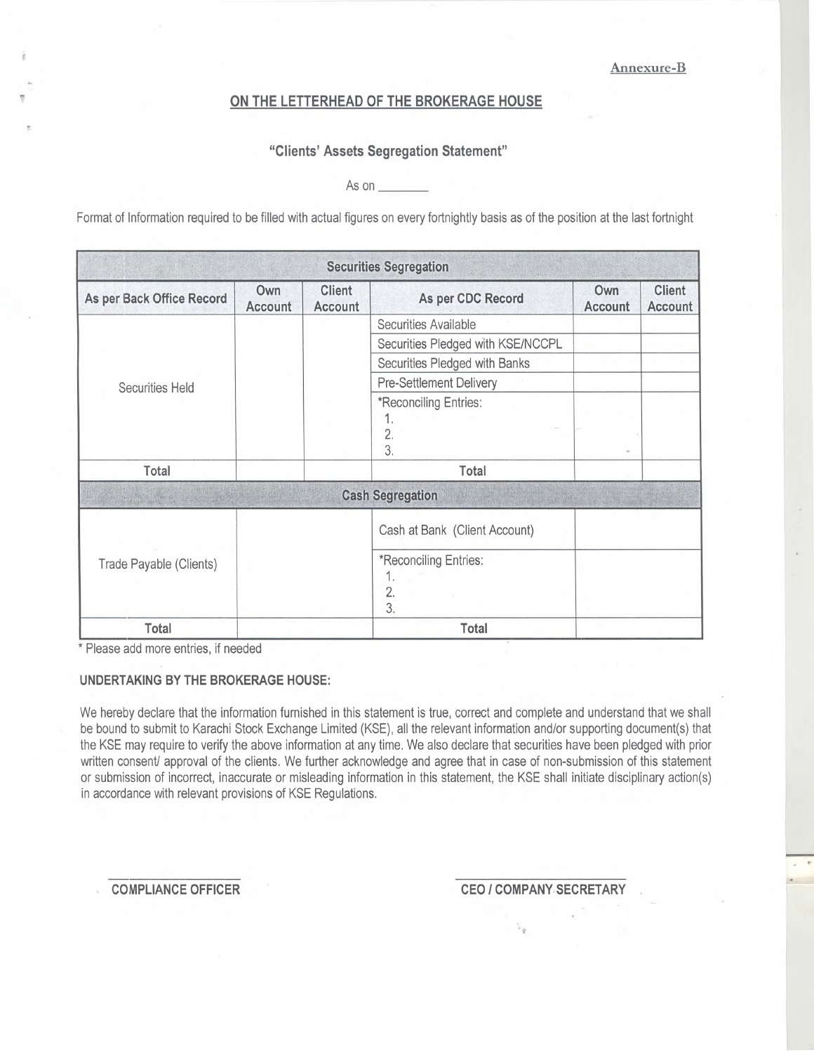Annexure-B

## ON THE LETTERHEAD OF THE BROKERAGE HOUSE

### "Clients' Assets Segregation Statement"

As on ________

Format of Information required to be filled with actual figures on every fortnightly basis as of the position at the last fortnight

| Securities Segregation | | | | | |
|---|---|---|---|---|---|
| As per Back Office Record | Own Account | Client Account | As per CDC Record | Own Account | Client Account |
| Securities Held | | | Securities Available | | |
| | | | Securities Pledged with KSE/NCCPL | | |
| | | | Securities Pledged with Banks | | |
| | | | Pre-Settlement Delivery | | |
| | | | *Reconciling Entries:<br>1.<br>2.<br>3. | | |
| Total | | | Total | | |
| Cash Segregation | | | | | |
| Trade Payable (Clients) | | | Cash at Bank (Client Account) | | |
| | | | *Reconciling Entries:<br>1.<br>2.<br>3. | | |
| Total | | | Total | | |

* Please add more entries, if needed

**UNDERTAKING BY THE BROKERAGE HOUSE:**

We hereby declare that the information furnished in this statement is true, correct and complete and understand that we shall be bound to submit to Karachi Stock Exchange Limited (KSE), all the relevant information and/or supporting document(s) that the KSE may require to verify the above information at any time. We also declare that securities have been pledged with prior written consent/ approval of the clients. We further acknowledge and agree that in case of non-submission of this statement or submission of incorrect, inaccurate or misleading information in this statement, the KSE shall initiate disciplinary action(s) in accordance with relevant provisions of KSE Regulations.

**COMPLIANCE OFFICER**

**CEO / COMPANY SECRETARY**